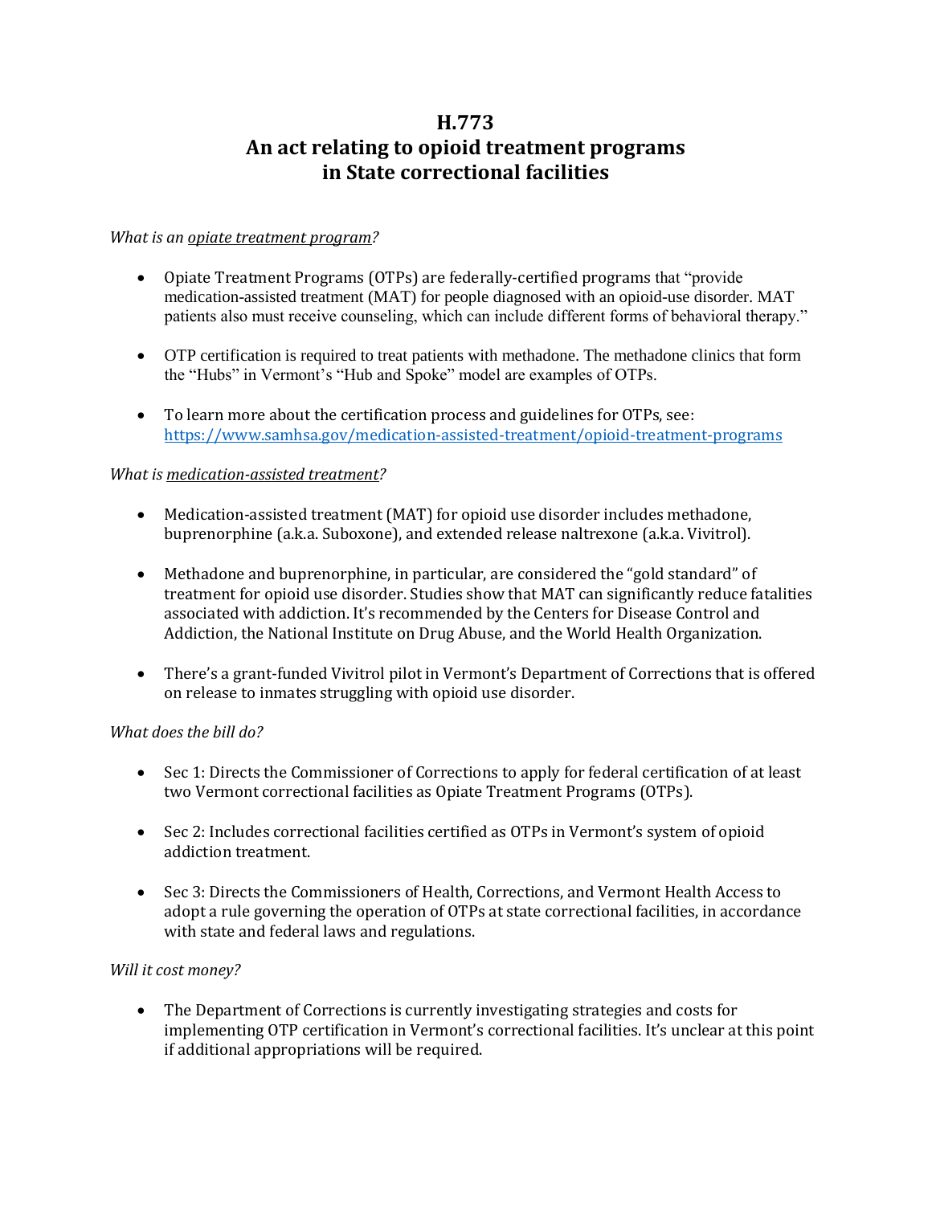# H.773
# An act relating to opioid treatment programs in State correctional facilities

*What is an opiate treatment program?*

- Opiate Treatment Programs (OTPs) are federally-certified programs that "provide medication-assisted treatment (MAT) for people diagnosed with an opioid-use disorder. MAT patients also must receive counseling, which can include different forms of behavioral therapy."
- OTP certification is required to treat patients with methadone. The methadone clinics that form the "Hubs" in Vermont's "Hub and Spoke" model are examples of OTPs.
- To learn more about the certification process and guidelines for OTPs, see: https://www.samhsa.gov/medication-assisted-treatment/opioid-treatment-programs

*What is medication-assisted treatment?*

- Medication-assisted treatment (MAT) for opioid use disorder includes methadone, buprenorphine (a.k.a. Suboxone), and extended release naltrexone (a.k.a. Vivitrol).
- Methadone and buprenorphine, in particular, are considered the "gold standard" of treatment for opioid use disorder. Studies show that MAT can significantly reduce fatalities associated with addiction. It's recommended by the Centers for Disease Control and Addiction, the National Institute on Drug Abuse, and the World Health Organization.
- There's a grant-funded Vivitrol pilot in Vermont's Department of Corrections that is offered on release to inmates struggling with opioid use disorder.

*What does the bill do?*

- Sec 1: Directs the Commissioner of Corrections to apply for federal certification of at least two Vermont correctional facilities as Opiate Treatment Programs (OTPs).
- Sec 2: Includes correctional facilities certified as OTPs in Vermont's system of opioid addiction treatment.
- Sec 3: Directs the Commissioners of Health, Corrections, and Vermont Health Access to adopt a rule governing the operation of OTPs at state correctional facilities, in accordance with state and federal laws and regulations.

*Will it cost money?*

- The Department of Corrections is currently investigating strategies and costs for implementing OTP certification in Vermont's correctional facilities. It's unclear at this point if additional appropriations will be required.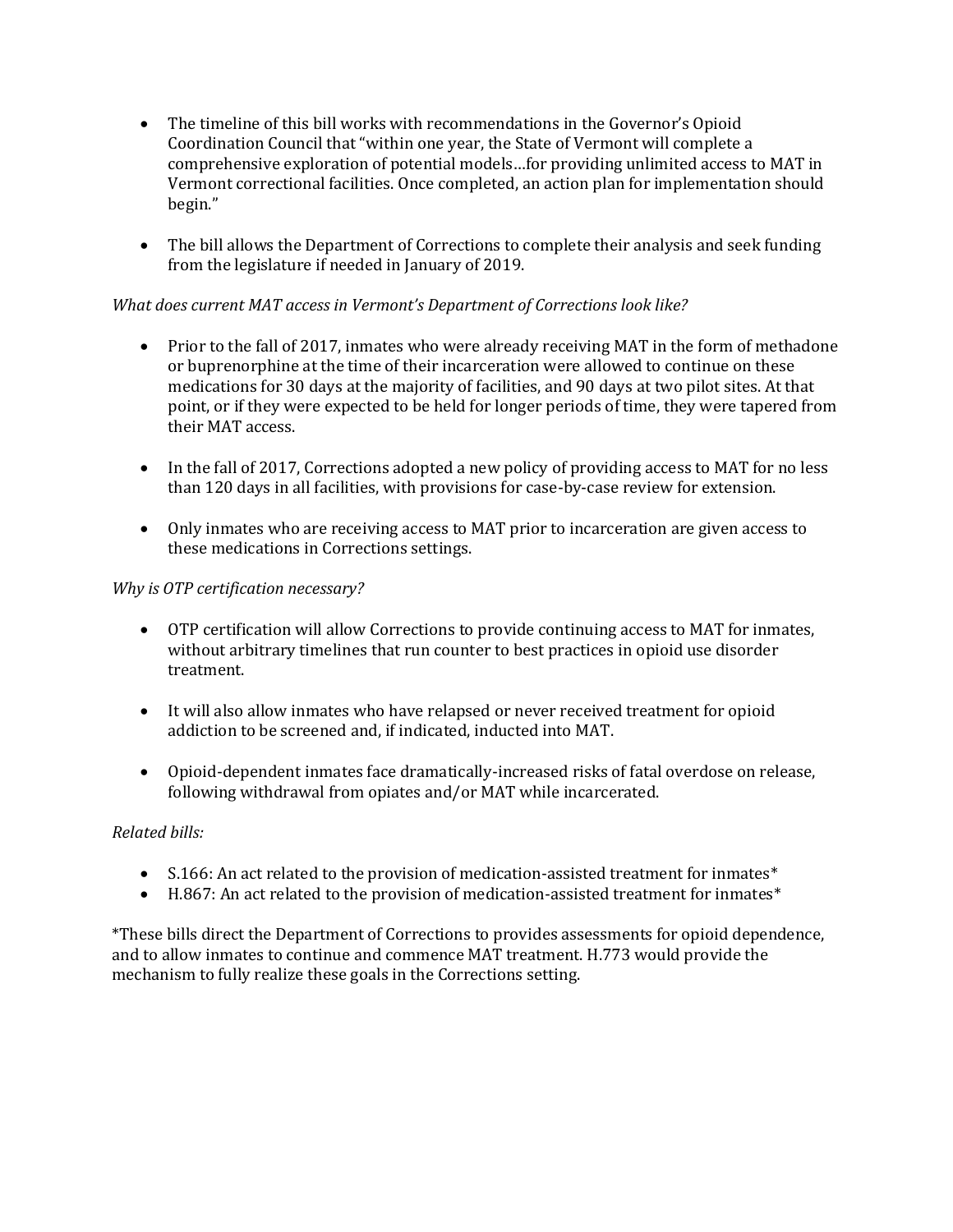- The timeline of this bill works with recommendations in the Governor's Opioid Coordination Council that "within one year, the State of Vermont will complete a comprehensive exploration of potential models…for providing unlimited access to MAT in Vermont correctional facilities. Once completed, an action plan for implementation should begin."

- The bill allows the Department of Corrections to complete their analysis and seek funding from the legislature if needed in January of 2019.

*What does current MAT access in Vermont's Department of Corrections look like?*

- Prior to the fall of 2017, inmates who were already receiving MAT in the form of methadone or buprenorphine at the time of their incarceration were allowed to continue on these medications for 30 days at the majority of facilities, and 90 days at two pilot sites. At that point, or if they were expected to be held for longer periods of time, they were tapered from their MAT access.

- In the fall of 2017, Corrections adopted a new policy of providing access to MAT for no less than 120 days in all facilities, with provisions for case-by-case review for extension.

- Only inmates who are receiving access to MAT prior to incarceration are given access to these medications in Corrections settings.

*Why is OTP certification necessary?*

- OTP certification will allow Corrections to provide continuing access to MAT for inmates, without arbitrary timelines that run counter to best practices in opioid use disorder treatment.

- It will also allow inmates who have relapsed or never received treatment for opioid addiction to be screened and, if indicated, inducted into MAT.

- Opioid-dependent inmates face dramatically-increased risks of fatal overdose on release, following withdrawal from opiates and/or MAT while incarcerated.

*Related bills:*

- S.166: An act related to the provision of medication-assisted treatment for inmates*
- H.867: An act related to the provision of medication-assisted treatment for inmates*

*These bills direct the Department of Corrections to provides assessments for opioid dependence, and to allow inmates to continue and commence MAT treatment. H.773 would provide the mechanism to fully realize these goals in the Corrections setting.